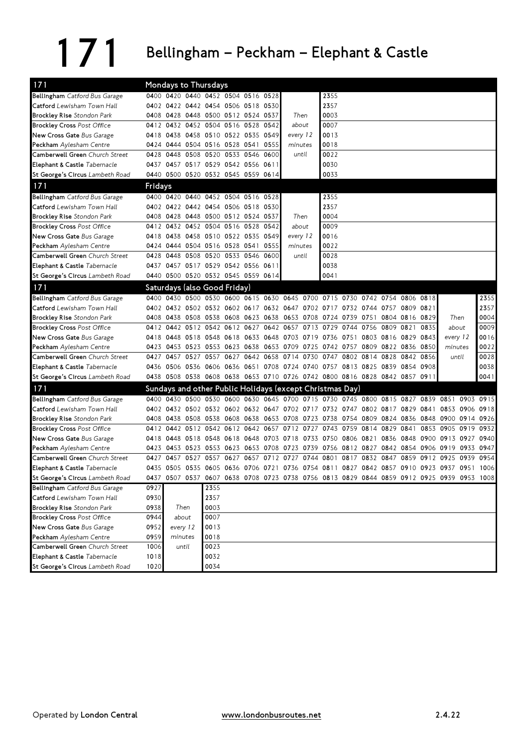# 171 Bellingham – Peckham – Elephant & Castle

| 171 | Mondays to Thursdays | | | | | | | | |
|---|---|---|---|---|---|---|---|---|---|
| **Bellingham** *Catford Bus Garage* | 0400 | 0420 | 0440 | 0452 | 0504 | 0516 | 0528 | | 2355 |
| **Catford** *Lewisham Town Hall* | 0402 | 0422 | 0442 | 0454 | 0506 | 0518 | 0530 | | 2357 |
| **Brockley Rise** *Stondon Park* | 0408 | 0428 | 0448 | 0500 | 0512 | 0524 | 0537 | *Then* | 0003 |
| **Brockley Cross** *Post Office* | 0412 | 0432 | 0452 | 0504 | 0516 | 0528 | 0542 | *about* | 0007 |
| **New Cross Gate** *Bus Garage* | 0418 | 0438 | 0458 | 0510 | 0522 | 0535 | 0549 | *every 12* | 0013 |
| **Peckham** *Aylesham Centre* | 0424 | 0444 | 0504 | 0516 | 0528 | 0541 | 0555 | *minutes* | 0018 |
| **Camberwell Green** *Church Street* | 0428 | 0448 | 0508 | 0520 | 0533 | 0546 | 0600 | *until* | 0022 |
| **Elephant & Castle** *Tabernacle* | 0437 | 0457 | 0517 | 0529 | 0542 | 0556 | 0611 | | 0030 |
| **St George's Circus** *Lambeth Road* | 0440 | 0500 | 0520 | 0532 | 0545 | 0559 | 0614 | | 0033 |

| 171 | Fridays | | | | | | | | |
|---|---|---|---|---|---|---|---|---|---|
| **Bellingham** *Catford Bus Garage* | 0400 | 0420 | 0440 | 0452 | 0504 | 0516 | 0528 | | 2355 |
| **Catford** *Lewisham Town Hall* | 0402 | 0422 | 0442 | 0454 | 0506 | 0518 | 0530 | | 2357 |
| **Brockley Rise** *Stondon Park* | 0408 | 0428 | 0448 | 0500 | 0512 | 0524 | 0537 | *Then* | 0004 |
| **Brockley Cross** *Post Office* | 0412 | 0432 | 0452 | 0504 | 0516 | 0528 | 0542 | *about* | 0009 |
| **New Cross Gate** *Bus Garage* | 0418 | 0438 | 0458 | 0510 | 0522 | 0535 | 0549 | *every 12* | 0016 |
| **Peckham** *Aylesham Centre* | 0424 | 0444 | 0504 | 0516 | 0528 | 0541 | 0555 | *minutes* | 0022 |
| **Camberwell Green** *Church Street* | 0428 | 0448 | 0508 | 0520 | 0533 | 0546 | 0600 | *until* | 0028 |
| **Elephant & Castle** *Tabernacle* | 0437 | 0457 | 0517 | 0529 | 0542 | 0556 | 0611 | | 0038 |
| **St George's Circus** *Lambeth Road* | 0440 | 0500 | 0520 | 0532 | 0545 | 0559 | 0614 | | 0041 |

| 171 | Saturdays (also Good Friday) | | | | | | | | | | | | | | | | |
|---|---|---|---|---|---|---|---|---|---|---|---|---|---|---|---|---|---|
| **Bellingham** *Catford Bus Garage* | 0400 | 0430 | 0500 | 0530 | 0600 | 0615 | 0630 | 0645 | 0700 | 0715 | 0730 | 0742 | 0754 | 0806 | 0818 | | 2355 |
| **Catford** *Lewisham Town Hall* | 0402 | 0432 | 0502 | 0532 | 0602 | 0617 | 0632 | 0647 | 0702 | 0717 | 0732 | 0744 | 0757 | 0809 | 0821 | | 2357 |
| **Brockley Rise** *Stondon Park* | 0408 | 0438 | 0508 | 0538 | 0608 | 0623 | 0638 | 0653 | 0708 | 0724 | 0739 | 0751 | 0804 | 0816 | 0829 | *Then* | 0004 |
| **Brockley Cross** *Post Office* | 0412 | 0442 | 0512 | 0542 | 0612 | 0627 | 0642 | 0657 | 0713 | 0729 | 0744 | 0756 | 0809 | 0821 | 0835 | *about* | 0009 |
| **New Cross Gate** *Bus Garage* | 0418 | 0448 | 0518 | 0548 | 0618 | 0633 | 0648 | 0703 | 0719 | 0736 | 0751 | 0803 | 0816 | 0829 | 0843 | *every 12* | 0016 |
| **Peckham** *Aylesham Centre* | 0423 | 0453 | 0523 | 0553 | 0623 | 0638 | 0653 | 0709 | 0725 | 0742 | 0757 | 0809 | 0822 | 0836 | 0850 | *minutes* | 0022 |
| **Camberwell Green** *Church Street* | 0427 | 0457 | 0527 | 0557 | 0627 | 0642 | 0658 | 0714 | 0730 | 0747 | 0802 | 0814 | 0828 | 0842 | 0856 | *until* | 0028 |
| **Elephant & Castle** *Tabernacle* | 0436 | 0506 | 0536 | 0606 | 0636 | 0651 | 0708 | 0724 | 0740 | 0757 | 0813 | 0825 | 0839 | 0854 | 0908 | | 0038 |
| **St George's Circus** *Lambeth Road* | 0438 | 0508 | 0538 | 0608 | 0638 | 0653 | 0710 | 0726 | 0742 | 0800 | 0816 | 0828 | 0842 | 0857 | 0911 | | 0041 |

| 171 | Sundays and other Public Holidays (except Christmas Day) | | | | | | | | | | | | | | | | | |
|---|---|---|---|---|---|---|---|---|---|---|---|---|---|---|---|---|---|---|
| **Bellingham** *Catford Bus Garage* | 0400 | 0430 | 0500 | 0530 | 0600 | 0630 | 0645 | 0700 | 0715 | 0730 | 0745 | 0800 | 0815 | 0827 | 0839 | 0851 | 0903 | 0915 |
| **Catford** *Lewisham Town Hall* | 0402 | 0432 | 0502 | 0532 | 0602 | 0632 | 0647 | 0702 | 0717 | 0732 | 0747 | 0802 | 0817 | 0829 | 0841 | 0853 | 0906 | 0918 |
| **Brockley Rise** *Stondon Park* | 0408 | 0438 | 0508 | 0538 | 0608 | 0638 | 0653 | 0708 | 0723 | 0738 | 0754 | 0809 | 0824 | 0836 | 0848 | 0900 | 0914 | 0926 |
| **Brockley Cross** *Post Office* | 0412 | 0442 | 0512 | 0542 | 0612 | 0642 | 0657 | 0712 | 0727 | 0743 | 0759 | 0814 | 0829 | 0841 | 0853 | 0905 | 0919 | 0932 |
| **New Cross Gate** *Bus Garage* | 0418 | 0448 | 0518 | 0548 | 0618 | 0648 | 0703 | 0718 | 0733 | 0750 | 0806 | 0821 | 0836 | 0848 | 0900 | 0913 | 0927 | 0940 |
| **Peckham** *Aylesham Centre* | 0423 | 0453 | 0523 | 0553 | 0623 | 0653 | 0708 | 0723 | 0739 | 0756 | 0812 | 0827 | 0842 | 0854 | 0906 | 0919 | 0933 | 0947 |
| **Camberwell Green** *Church Street* | 0427 | 0457 | 0527 | 0557 | 0627 | 0657 | 0712 | 0727 | 0744 | 0801 | 0817 | 0832 | 0847 | 0859 | 0912 | 0925 | 0939 | 0954 |
| **Elephant & Castle** *Tabernacle* | 0435 | 0505 | 0535 | 0605 | 0636 | 0706 | 0721 | 0736 | 0754 | 0811 | 0827 | 0842 | 0857 | 0910 | 0923 | 0937 | 0951 | 1006 |
| **St George's Circus** *Lambeth Road* | 0437 | 0507 | 0537 | 0607 | 0638 | 0708 | 0723 | 0738 | 0756 | 0813 | 0829 | 0844 | 0859 | 0912 | 0925 | 0939 | 0953 | 1008 |

| 171 | Sundays and other Public Holidays (continued) | | |
|---|---|---|---|
| **Bellingham** *Catford Bus Garage* | 0927 | | 2355 |
| **Catford** *Lewisham Town Hall* | 0930 | | 2357 |
| **Brockley Rise** *Stondon Park* | 0938 | *Then* | 0003 |
| **Brockley Cross** *Post Office* | 0944 | *about* | 0007 |
| **New Cross Gate** *Bus Garage* | 0952 | *every 12* | 0013 |
| **Peckham** *Aylesham Centre* | 0959 | *minutes* | 0018 |
| **Camberwell Green** *Church Street* | 1006 | *until* | 0023 |
| **Elephant & Castle** *Tabernacle* | 1018 | | 0032 |
| **St George's Circus** *Lambeth Road* | 1020 | | 0034 |

Operated by **London Central** www.londonbusroutes.net 2.4.22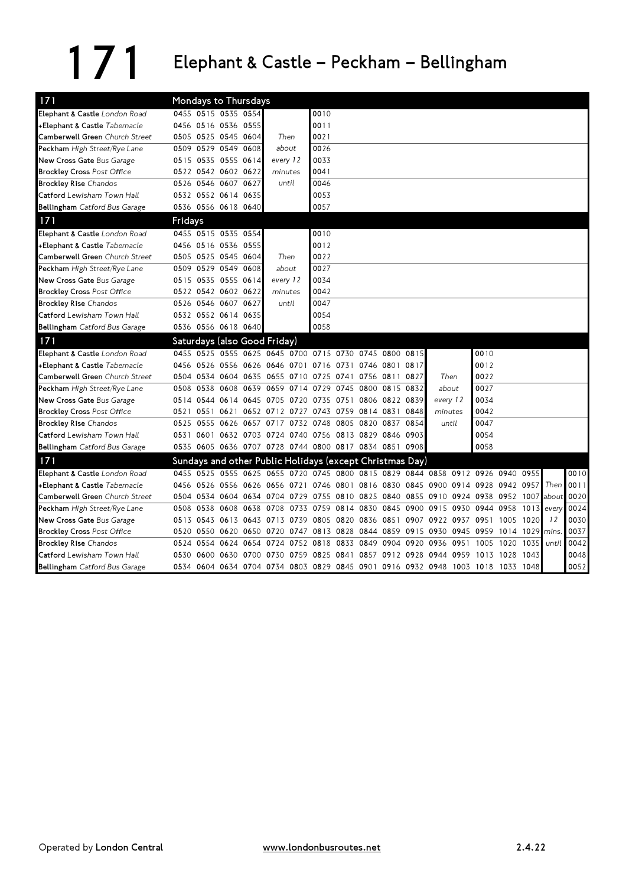# 171 Elephant & Castle – Peckham – Bellingham

## Mondays to Thursdays

| 171 | | | | | | |
|---|---|---|---|---|---|---|
| **Elephant & Castle** *London Road* | 0455 | 0515 | 0535 | 0554 | | 0010 |
| **+Elephant & Castle** *Tabernacle* | 0456 | 0516 | 0536 | 0555 | | 0011 |
| **Camberwell Green** *Church Street* | 0505 | 0525 | 0545 | 0604 | *Then* | 0021 |
| **Peckham** *High Street/Rye Lane* | 0509 | 0529 | 0549 | 0608 | *about* | 0026 |
| **New Cross Gate** *Bus Garage* | 0515 | 0535 | 0555 | 0614 | *every 12* | 0033 |
| **Brockley Cross** *Post Office* | 0522 | 0542 | 0602 | 0622 | *minutes* | 0041 |
| **Brockley Rise** *Chandos* | 0526 | 0546 | 0607 | 0627 | *until* | 0046 |
| **Catford** *Lewisham Town Hall* | 0532 | 0552 | 0614 | 0635 | | 0053 |
| **Bellingham** *Catford Bus Garage* | 0536 | 0556 | 0618 | 0640 | | 0057 |

## Fridays

| 171 | | | | | | |
|---|---|---|---|---|---|---|
| **Elephant & Castle** *London Road* | 0455 | 0515 | 0535 | 0554 | | 0010 |
| **+Elephant & Castle** *Tabernacle* | 0456 | 0516 | 0536 | 0555 | | 0012 |
| **Camberwell Green** *Church Street* | 0505 | 0525 | 0545 | 0604 | *Then* | 0022 |
| **Peckham** *High Street/Rye Lane* | 0509 | 0529 | 0549 | 0608 | *about* | 0027 |
| **New Cross Gate** *Bus Garage* | 0515 | 0535 | 0555 | 0614 | *every 12* | 0034 |
| **Brockley Cross** *Post Office* | 0522 | 0542 | 0602 | 0622 | *minutes* | 0042 |
| **Brockley Rise** *Chandos* | 0526 | 0546 | 0607 | 0627 | *until* | 0047 |
| **Catford** *Lewisham Town Hall* | 0532 | 0552 | 0614 | 0635 | | 0054 |
| **Bellingham** *Catford Bus Garage* | 0536 | 0556 | 0618 | 0640 | | 0058 |

## Saturdays (also Good Friday)

| 171 | | | | | | | | | | | | | |
|---|---|---|---|---|---|---|---|---|---|---|---|---|---|
| **Elephant & Castle** *London Road* | 0455 | 0525 | 0555 | 0625 | 0645 | 0700 | 0715 | 0730 | 0745 | 0800 | 0815 | | 0010 |
| **+Elephant & Castle** *Tabernacle* | 0456 | 0526 | 0556 | 0626 | 0646 | 0701 | 0716 | 0731 | 0746 | 0801 | 0817 | | 0012 |
| **Camberwell Green** *Church Street* | 0504 | 0534 | 0604 | 0635 | 0655 | 0710 | 0725 | 0741 | 0756 | 0811 | 0827 | *Then* | 0022 |
| **Peckham** *High Street/Rye Lane* | 0508 | 0538 | 0608 | 0639 | 0659 | 0714 | 0729 | 0745 | 0800 | 0815 | 0832 | *about* | 0027 |
| **New Cross Gate** *Bus Garage* | 0514 | 0544 | 0614 | 0645 | 0705 | 0720 | 0735 | 0751 | 0806 | 0822 | 0839 | *every 12* | 0034 |
| **Brockley Cross** *Post Office* | 0521 | 0551 | 0621 | 0652 | 0712 | 0727 | 0743 | 0759 | 0814 | 0831 | 0848 | *minutes* | 0042 |
| **Brockley Rise** *Chandos* | 0525 | 0555 | 0626 | 0657 | 0717 | 0732 | 0748 | 0805 | 0820 | 0837 | 0854 | *until* | 0047 |
| **Catford** *Lewisham Town Hall* | 0531 | 0601 | 0632 | 0703 | 0724 | 0740 | 0756 | 0813 | 0829 | 0846 | 0903 | | 0054 |
| **Bellingham** *Catford Bus Garage* | 0535 | 0605 | 0636 | 0707 | 0728 | 0744 | 0800 | 0817 | 0834 | 0851 | 0908 | | 0058 |

## Sundays and other Public Holidays (except Christmas Day)

| 171 | | | | | | | | | | | | | | | | | | |
|---|---|---|---|---|---|---|---|---|---|---|---|---|---|---|---|---|---|---|
| **Elephant & Castle** *London Road* | 0455 | 0525 | 0555 | 0625 | 0655 | 0720 | 0745 | 0800 | 0815 | 0829 | 0844 | 0858 | 0912 | 0926 | 0940 | 0955 | | 0010 |
| **+Elephant & Castle** *Tabernacle* | 0456 | 0526 | 0556 | 0626 | 0656 | 0721 | 0746 | 0801 | 0816 | 0830 | 0845 | 0900 | 0914 | 0928 | 0942 | 0957 | *Then* | 0011 |
| **Camberwell Green** *Church Street* | 0504 | 0534 | 0604 | 0634 | 0704 | 0729 | 0755 | 0810 | 0825 | 0840 | 0855 | 0910 | 0924 | 0938 | 0952 | 1007 | *about* | 0020 |
| **Peckham** *High Street/Rye Lane* | 0508 | 0538 | 0608 | 0638 | 0708 | 0733 | 0759 | 0814 | 0830 | 0845 | 0900 | 0915 | 0930 | 0944 | 0958 | 1013 | *every* | 0024 |
| **New Cross Gate** *Bus Garage* | 0513 | 0543 | 0613 | 0643 | 0713 | 0739 | 0805 | 0820 | 0836 | 0851 | 0907 | 0922 | 0937 | 0951 | 1005 | 1020 | *12* | 0030 |
| **Brockley Cross** *Post Office* | 0520 | 0550 | 0620 | 0650 | 0720 | 0747 | 0813 | 0828 | 0844 | 0859 | 0915 | 0930 | 0945 | 0959 | 1014 | 1029 | *mins.* | 0037 |
| **Brockley Rise** *Chandos* | 0524 | 0554 | 0624 | 0654 | 0724 | 0752 | 0818 | 0833 | 0849 | 0904 | 0920 | 0936 | 0951 | 1005 | 1020 | 1035 | *until* | 0042 |
| **Catford** *Lewisham Town Hall* | 0530 | 0600 | 0630 | 0700 | 0730 | 0759 | 0825 | 0841 | 0857 | 0912 | 0928 | 0944 | 0959 | 1013 | 1028 | 1043 | | 0048 |
| **Bellingham** *Catford Bus Garage* | 0534 | 0604 | 0634 | 0704 | 0734 | 0803 | 0829 | 0845 | 0901 | 0916 | 0932 | 0948 | 1003 | 1018 | 1033 | 1048 | | 0052 |

Operated by **London Central** www.londonbusroutes.net 2.4.22